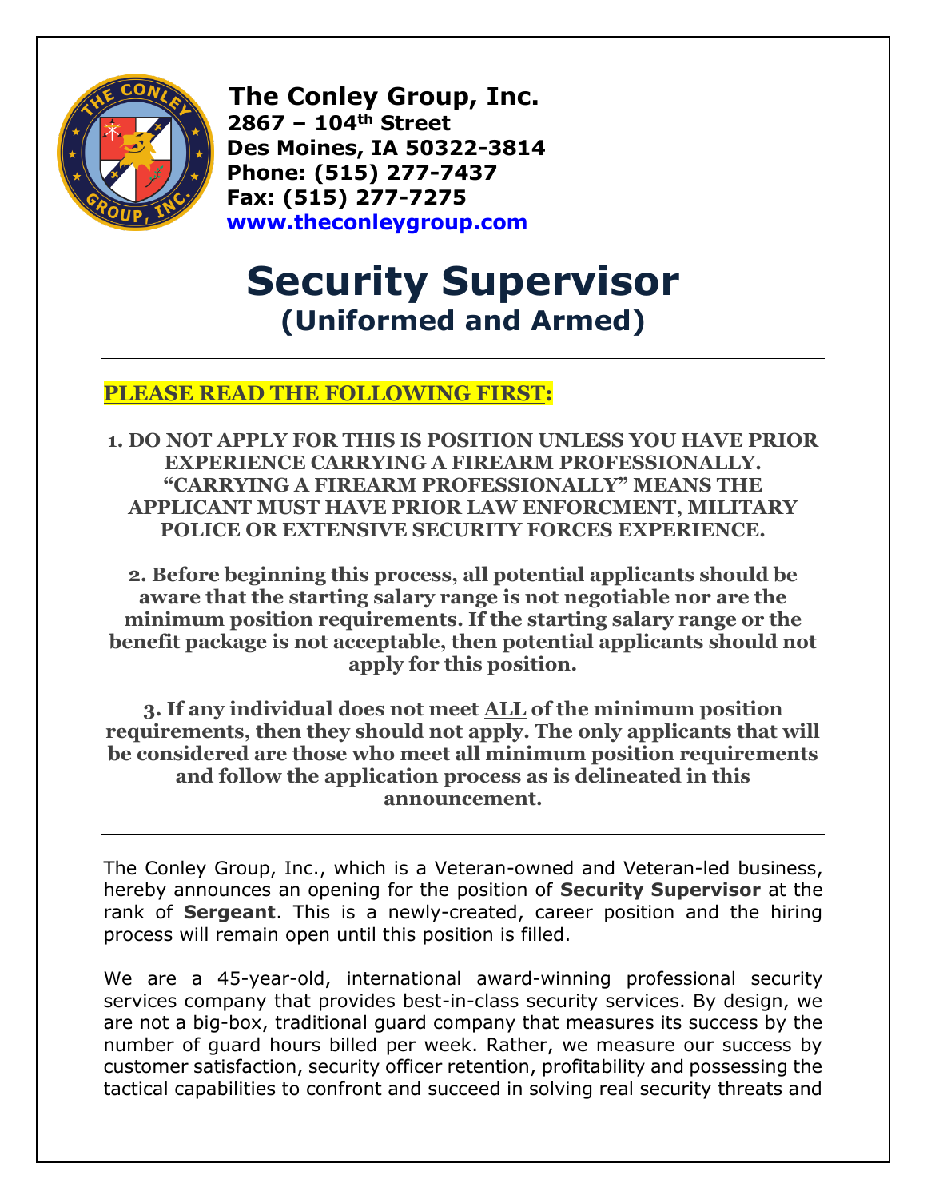**The Conley Group, Inc.**
**2867 – 104th Street**
**Des Moines, IA 50322-3814**
**Phone: (515) 277-7437**
**Fax: (515) 277-7275**
**www.theconleygroup.com**

# Security Supervisor
## (Uniformed and Armed)

---

**PLEASE READ THE FOLLOWING FIRST:**

**1. DO NOT APPLY FOR THIS IS POSITION UNLESS YOU HAVE PRIOR EXPERIENCE CARRYING A FIREARM PROFESSIONALLY. "CARRYING A FIREARM PROFESSIONALLY" MEANS THE APPLICANT MUST HAVE PRIOR LAW ENFORCMENT, MILITARY POLICE OR EXTENSIVE SECURITY FORCES EXPERIENCE.**

**2. Before beginning this process, all potential applicants should be aware that the starting salary range is not negotiable nor are the minimum position requirements. If the starting salary range or the benefit package is not acceptable, then potential applicants should not apply for this position.**

**3. If any individual does not meet ALL of the minimum position requirements, then they should not apply. The only applicants that will be considered are those who meet all minimum position requirements and follow the application process as is delineated in this announcement.**

---

The Conley Group, Inc., which is a Veteran-owned and Veteran-led business, hereby announces an opening for the position of **Security Supervisor** at the rank of **Sergeant**. This is a newly-created, career position and the hiring process will remain open until this position is filled.

We are a 45-year-old, international award-winning professional security services company that provides best-in-class security services. By design, we are not a big-box, traditional guard company that measures its success by the number of guard hours billed per week. Rather, we measure our success by customer satisfaction, security officer retention, profitability and possessing the tactical capabilities to confront and succeed in solving real security threats and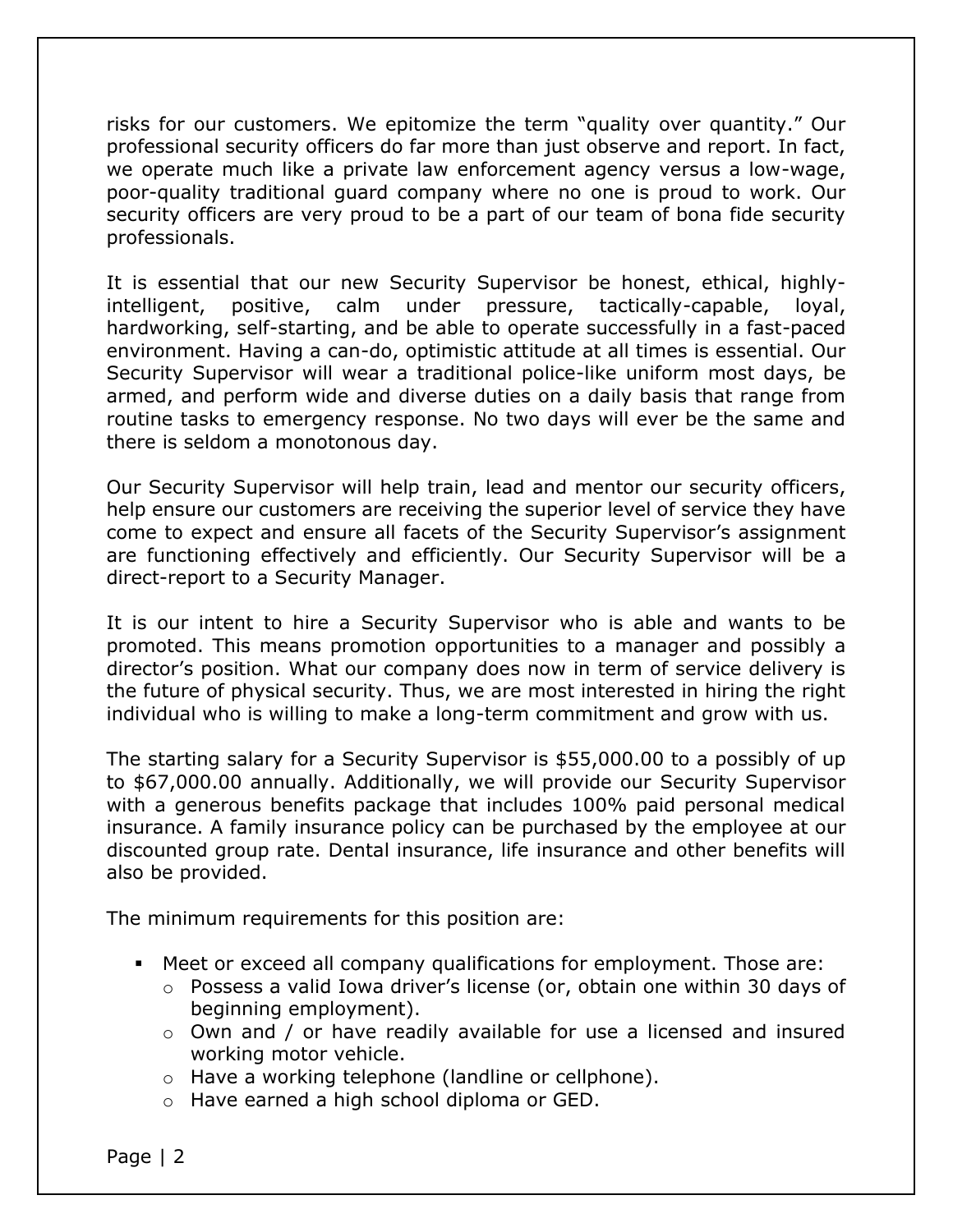risks for our customers. We epitomize the term "quality over quantity." Our professional security officers do far more than just observe and report. In fact, we operate much like a private law enforcement agency versus a low-wage, poor-quality traditional guard company where no one is proud to work. Our security officers are very proud to be a part of our team of bona fide security professionals.

It is essential that our new Security Supervisor be honest, ethical, highly-intelligent, positive, calm under pressure, tactically-capable, loyal, hardworking, self-starting, and be able to operate successfully in a fast-paced environment. Having a can-do, optimistic attitude at all times is essential. Our Security Supervisor will wear a traditional police-like uniform most days, be armed, and perform wide and diverse duties on a daily basis that range from routine tasks to emergency response. No two days will ever be the same and there is seldom a monotonous day.

Our Security Supervisor will help train, lead and mentor our security officers, help ensure our customers are receiving the superior level of service they have come to expect and ensure all facets of the Security Supervisor's assignment are functioning effectively and efficiently. Our Security Supervisor will be a direct-report to a Security Manager.

It is our intent to hire a Security Supervisor who is able and wants to be promoted. This means promotion opportunities to a manager and possibly a director's position. What our company does now in term of service delivery is the future of physical security. Thus, we are most interested in hiring the right individual who is willing to make a long-term commitment and grow with us.

The starting salary for a Security Supervisor is $55,000.00 to a possibly of up to $67,000.00 annually. Additionally, we will provide our Security Supervisor with a generous benefits package that includes 100% paid personal medical insurance. A family insurance policy can be purchased by the employee at our discounted group rate. Dental insurance, life insurance and other benefits will also be provided.

The minimum requirements for this position are:

- Meet or exceed all company qualifications for employment. Those are:
  - Possess a valid Iowa driver's license (or, obtain one within 30 days of beginning employment).
  - Own and / or have readily available for use a licensed and insured working motor vehicle.
  - Have a working telephone (landline or cellphone).
  - Have earned a high school diploma or GED.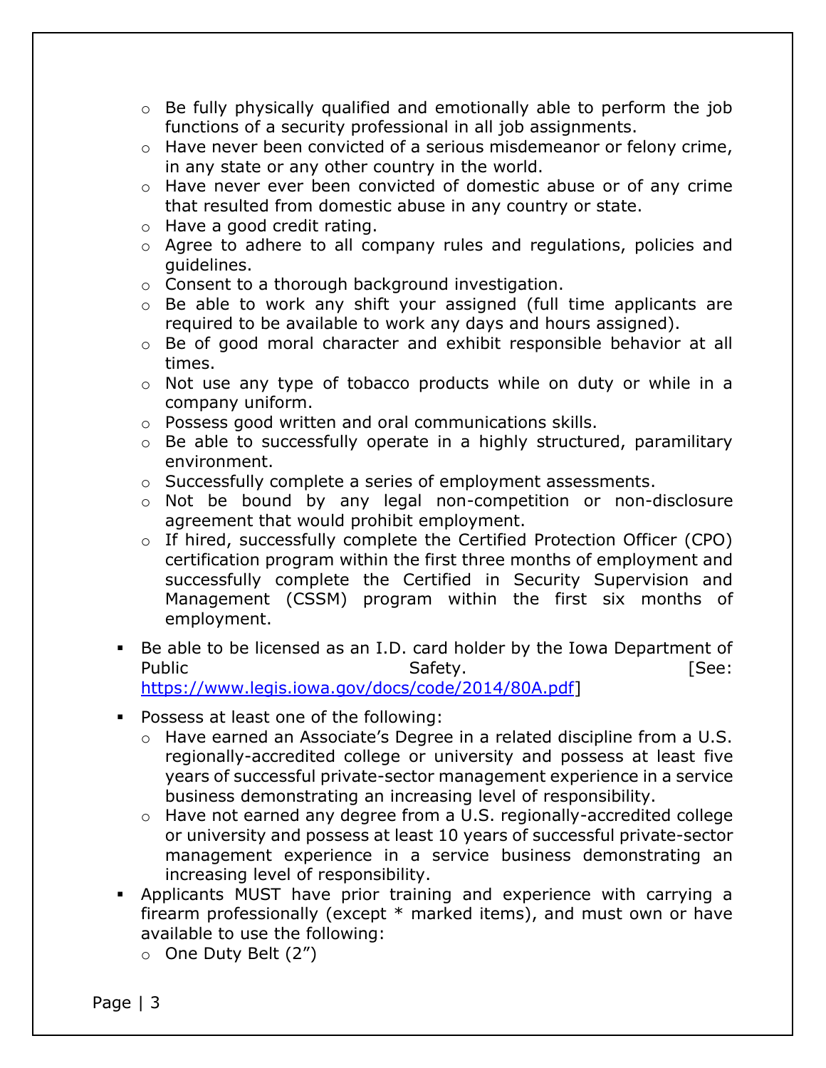- Be fully physically qualified and emotionally able to perform the job functions of a security professional in all job assignments.
  - Have never been convicted of a serious misdemeanor or felony crime, in any state or any other country in the world.
  - Have never ever been convicted of domestic abuse or of any crime that resulted from domestic abuse in any country or state.
  - Have a good credit rating.
  - Agree to adhere to all company rules and regulations, policies and guidelines.
  - Consent to a thorough background investigation.
  - Be able to work any shift your assigned (full time applicants are required to be available to work any days and hours assigned).
  - Be of good moral character and exhibit responsible behavior at all times.
  - Not use any type of tobacco products while on duty or while in a company uniform.
  - Possess good written and oral communications skills.
  - Be able to successfully operate in a highly structured, paramilitary environment.
  - Successfully complete a series of employment assessments.
  - Not be bound by any legal non-competition or non-disclosure agreement that would prohibit employment.
  - If hired, successfully complete the Certified Protection Officer (CPO) certification program within the first three months of employment and successfully complete the Certified in Security Supervision and Management (CSSM) program within the first six months of employment.

- Be able to be licensed as an I.D. card holder by the Iowa Department of Public Safety. [See: https://www.legis.iowa.gov/docs/code/2014/80A.pdf]

- Possess at least one of the following:
  - Have earned an Associate's Degree in a related discipline from a U.S. regionally-accredited college or university and possess at least five years of successful private-sector management experience in a service business demonstrating an increasing level of responsibility.
  - Have not earned any degree from a U.S. regionally-accredited college or university and possess at least 10 years of successful private-sector management experience in a service business demonstrating an increasing level of responsibility.
- Applicants MUST have prior training and experience with carrying a firearm professionally (except * marked items), and must own or have available to use the following:
  - One Duty Belt (2")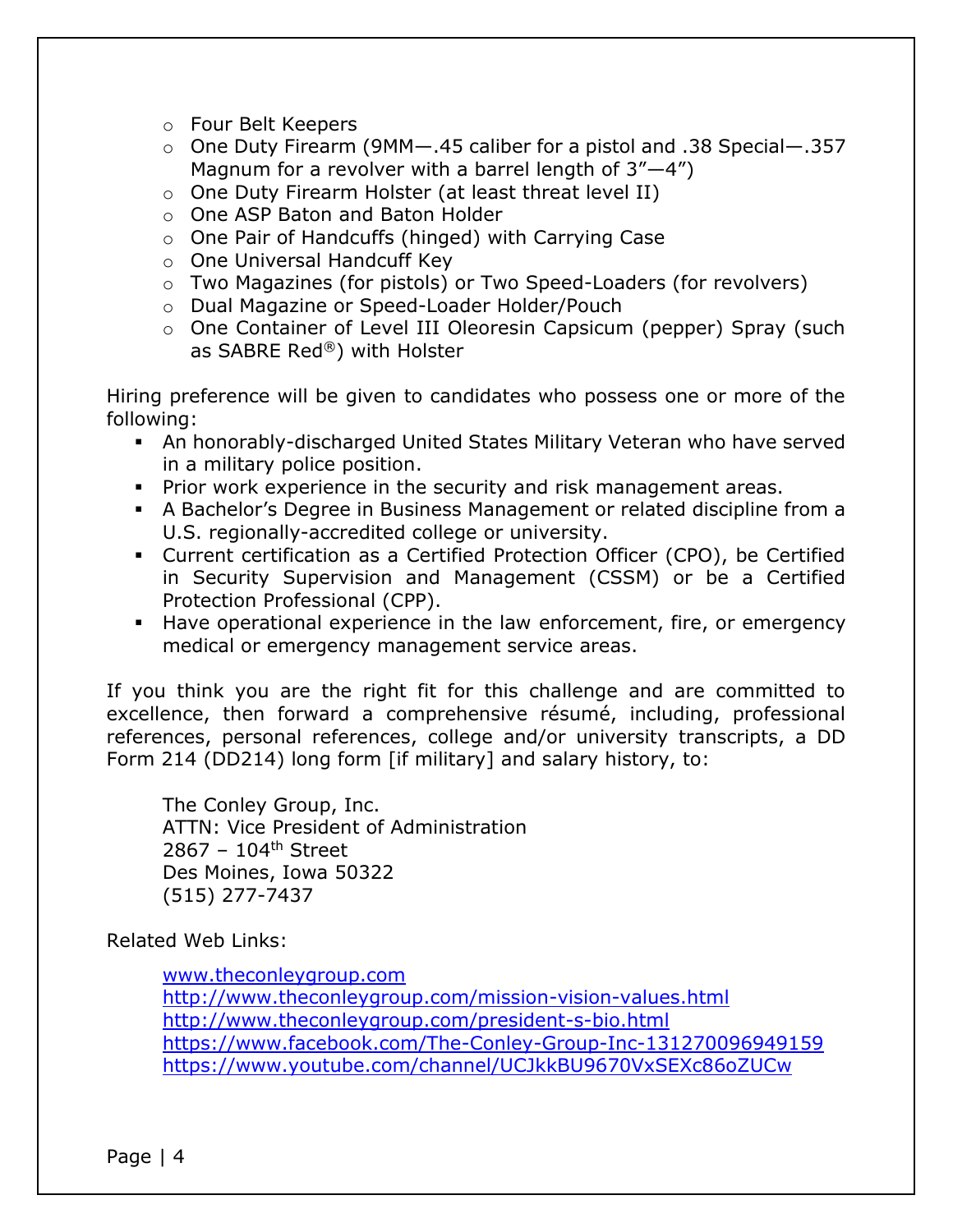- Four Belt Keepers
- One Duty Firearm (9MM—.45 caliber for a pistol and .38 Special—.357 Magnum for a revolver with a barrel length of 3”—4”)
- One Duty Firearm Holster (at least threat level II)
- One ASP Baton and Baton Holder
- One Pair of Handcuffs (hinged) with Carrying Case
- One Universal Handcuff Key
- Two Magazines (for pistols) or Two Speed-Loaders (for revolvers)
- Dual Magazine or Speed-Loader Holder/Pouch
- One Container of Level III Oleoresin Capsicum (pepper) Spray (such as SABRE Red®) with Holster

Hiring preference will be given to candidates who possess one or more of the following:

- An honorably-discharged United States Military Veteran who have served in a military police position.
- Prior work experience in the security and risk management areas.
- A Bachelor’s Degree in Business Management or related discipline from a U.S. regionally-accredited college or university.
- Current certification as a Certified Protection Officer (CPO), be Certified in Security Supervision and Management (CSSM) or be a Certified Protection Professional (CPP).
- Have operational experience in the law enforcement, fire, or emergency medical or emergency management service areas.

If you think you are the right fit for this challenge and are committed to excellence, then forward a comprehensive résumé, including, professional references, personal references, college and/or university transcripts, a DD Form 214 (DD214) long form [if military] and salary history, to:

The Conley Group, Inc.
ATTN: Vice President of Administration
2867 – 104th Street
Des Moines, Iowa 50322
(515) 277-7437

Related Web Links:

www.theconleygroup.com
http://www.theconleygroup.com/mission-vision-values.html
http://www.theconleygroup.com/president-s-bio.html
https://www.facebook.com/The-Conley-Group-Inc-131270096949159
https://www.youtube.com/channel/UCJkkBU9670VxSEXc86oZUCw